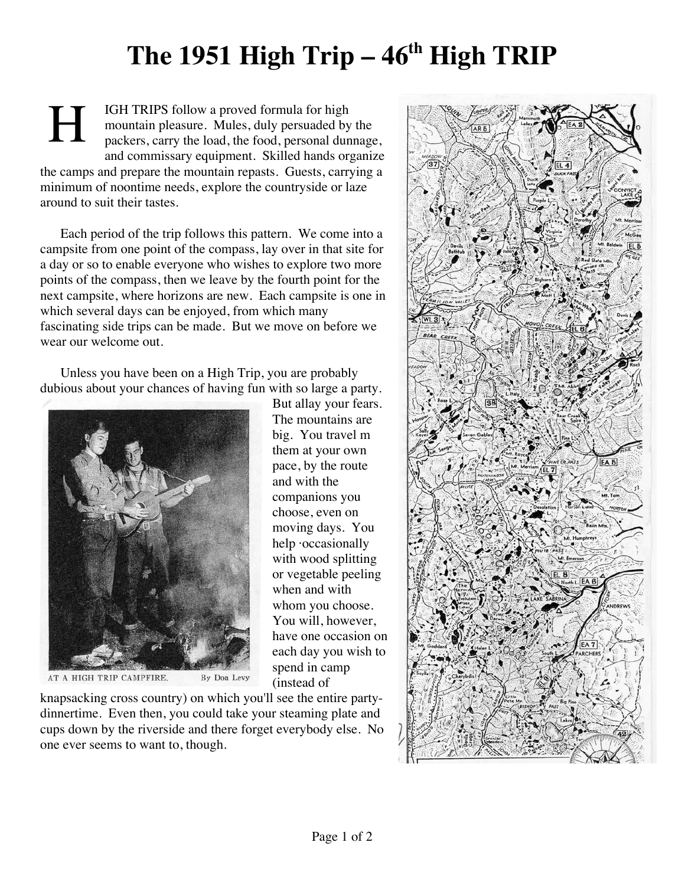# The 1951 High Trip – 46th High TRIP

HIGH TRIPS follow a proved formula for high mountain pleasure. Mules, duly persuaded by the packers, carry the load, the food, personal dunnage, and commissary equipment. Skilled hands organize the camps and prepare the mountain repasts. Guests, carrying a minimum of noontime needs, explore the countryside or laze around to suit their tastes.

Each period of the trip follows this pattern. We come into a campsite from one point of the compass, lay over in that site for a day or so to enable everyone who wishes to explore two more points of the compass, then we leave by the fourth point for the next campsite, where horizons are new. Each campsite is one in which several days can be enjoyed, from which many fascinating side trips can be made. But we move on before we wear our welcome out.

Unless you have been on a High Trip, you are probably dubious about your chances of having fun with so large a party. But allay your fears. The mountains are big. You travel m them at your own pace, by the route and with the companions you choose, even on moving days. You help ·occasionally with wood splitting or vegetable peeling when and with whom you choose. You will, however, have one occasion on each day you wish to spend in camp (instead of knapsacking cross country) on which you'll see the entire party-dinnertime. Even then, you could take your steaming plate and cups down by the riverside and there forget everybody else. No one ever seems to want to, though.

AT A HIGH TRIP CAMPFIRE. By Don Levy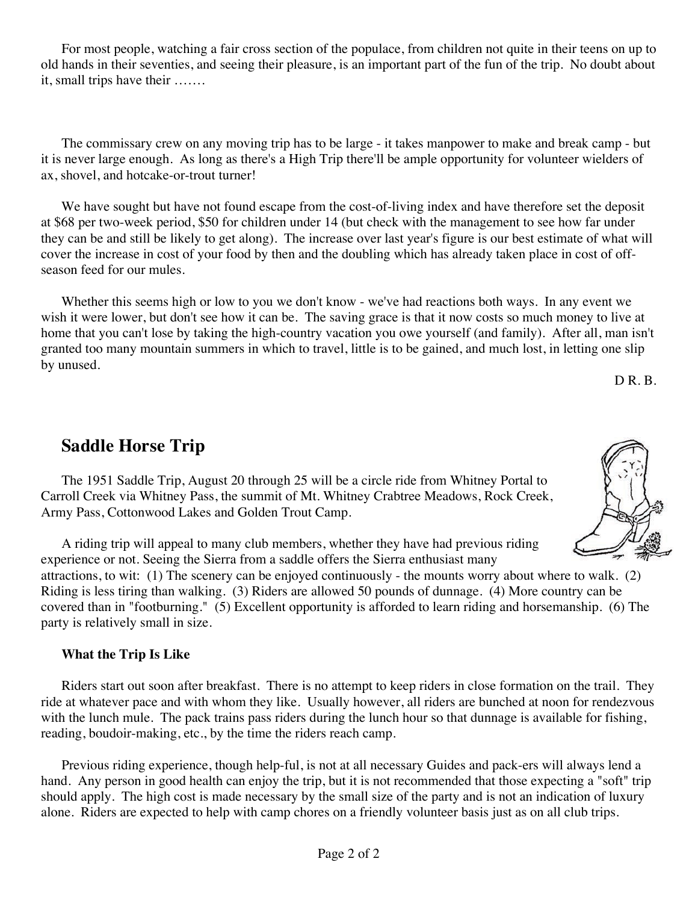For most people, watching a fair cross section of the populace, from children not quite in their teens on up to old hands in their seventies, and seeing their pleasure, is an important part of the fun of the trip. No doubt about it, small trips have their …….

The commissary crew on any moving trip has to be large - it takes manpower to make and break camp - but it is never large enough. As long as there's a High Trip there'll be ample opportunity for volunteer wielders of ax, shovel, and hotcake-or-trout turner!

We have sought but have not found escape from the cost-of-living index and have therefore set the deposit at $68 per two-week period, $50 for children under 14 (but check with the management to see how far under they can be and still be likely to get along). The increase over last year's figure is our best estimate of what will cover the increase in cost of your food by then and the doubling which has already taken place in cost of off-season feed for our mules.

Whether this seems high or low to you we don't know - we've had reactions both ways. In any event we wish it were lower, but don't see how it can be. The saving grace is that it now costs so much money to live at home that you can't lose by taking the high-country vacation you owe yourself (and family). After all, man isn't granted too many mountain summers in which to travel, little is to be gained, and much lost, in letting one slip by unused.

D R. B.

## Saddle Horse Trip

The 1951 Saddle Trip, August 20 through 25 will be a circle ride from Whitney Portal to Carroll Creek via Whitney Pass, the summit of Mt. Whitney Crabtree Meadows, Rock Creek, Army Pass, Cottonwood Lakes and Golden Trout Camp.

A riding trip will appeal to many club members, whether they have had previous riding experience or not. Seeing the Sierra from a saddle offers the Sierra enthusiast many attractions, to wit: (1) The scenery can be enjoyed continuously - the mounts worry about where to walk. (2) Riding is less tiring than walking. (3) Riders are allowed 50 pounds of dunnage. (4) More country can be covered than in "footburning." (5) Excellent opportunity is afforded to learn riding and horsemanship. (6) The party is relatively small in size.

### What the Trip Is Like

Riders start out soon after breakfast. There is no attempt to keep riders in close formation on the trail. They ride at whatever pace and with whom they like. Usually however, all riders are bunched at noon for rendezvous with the lunch mule. The pack trains pass riders during the lunch hour so that dunnage is available for fishing, reading, boudoir-making, etc., by the time the riders reach camp.

Previous riding experience, though help-ful, is not at all necessary Guides and pack-ers will always lend a hand. Any person in good health can enjoy the trip, but it is not recommended that those expecting a "soft" trip should apply. The high cost is made necessary by the small size of the party and is not an indication of luxury alone. Riders are expected to help with camp chores on a friendly volunteer basis just as on all club trips.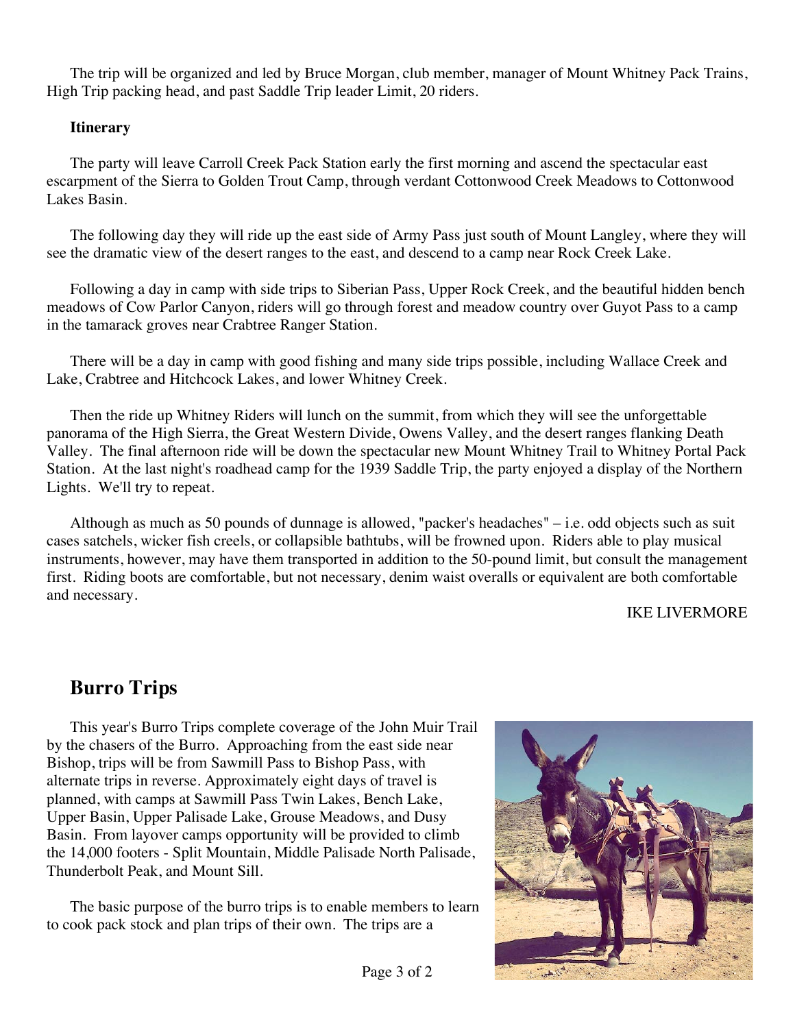The trip will be organized and led by Bruce Morgan, club member, manager of Mount Whitney Pack Trains, High Trip packing head, and past Saddle Trip leader Limit, 20 riders.

**Itinerary**

The party will leave Carroll Creek Pack Station early the first morning and ascend the spectacular east escarpment of the Sierra to Golden Trout Camp, through verdant Cottonwood Creek Meadows to Cottonwood Lakes Basin.

The following day they will ride up the east side of Army Pass just south of Mount Langley, where they will see the dramatic view of the desert ranges to the east, and descend to a camp near Rock Creek Lake.

Following a day in camp with side trips to Siberian Pass, Upper Rock Creek, and the beautiful hidden bench meadows of Cow Parlor Canyon, riders will go through forest and meadow country over Guyot Pass to a camp in the tamarack groves near Crabtree Ranger Station.

There will be a day in camp with good fishing and many side trips possible, including Wallace Creek and Lake, Crabtree and Hitchcock Lakes, and lower Whitney Creek.

Then the ride up Whitney Riders will lunch on the summit, from which they will see the unforgettable panorama of the High Sierra, the Great Western Divide, Owens Valley, and the desert ranges flanking Death Valley. The final afternoon ride will be down the spectacular new Mount Whitney Trail to Whitney Portal Pack Station. At the last night's roadhead camp for the 1939 Saddle Trip, the party enjoyed a display of the Northern Lights. We'll try to repeat.

Although as much as 50 pounds of dunnage is allowed, "packer's headaches" – i.e. odd objects such as suit cases satchels, wicker fish creels, or collapsible bathtubs, will be frowned upon. Riders able to play musical instruments, however, may have them transported in addition to the 50-pound limit, but consult the management first. Riding boots are comfortable, but not necessary, denim waist overalls or equivalent are both comfortable and necessary.

IKE LIVERMORE

## Burro Trips

This year's Burro Trips complete coverage of the John Muir Trail by the chasers of the Burro. Approaching from the east side near Bishop, trips will be from Sawmill Pass to Bishop Pass, with alternate trips in reverse. Approximately eight days of travel is planned, with camps at Sawmill Pass Twin Lakes, Bench Lake, Upper Basin, Upper Palisade Lake, Grouse Meadows, and Dusy Basin. From layover camps opportunity will be provided to climb the 14,000 footers - Split Mountain, Middle Palisade North Palisade, Thunderbolt Peak, and Mount Sill.

The basic purpose of the burro trips is to enable members to learn to cook pack stock and plan trips of their own. The trips are a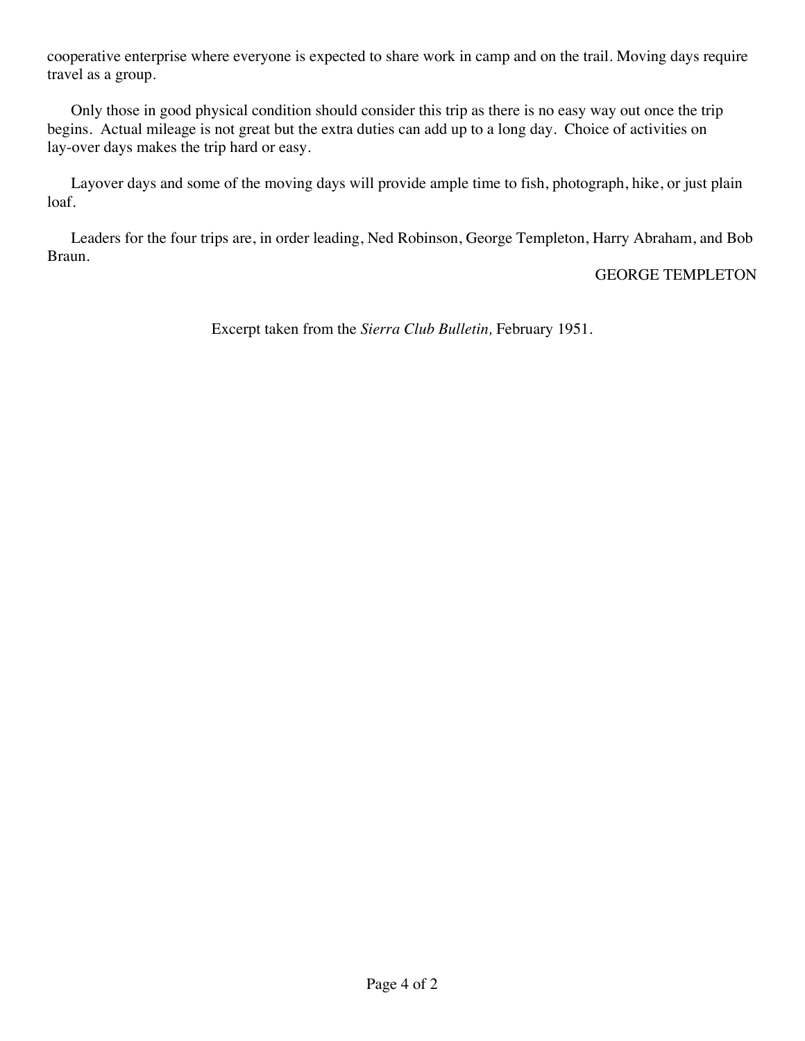cooperative enterprise where everyone is expected to share work in camp and on the trail. Moving days require travel as a group.

Only those in good physical condition should consider this trip as there is no easy way out once the trip begins. Actual mileage is not great but the extra duties can add up to a long day. Choice of activities on lay-over days makes the trip hard or easy.

Layover days and some of the moving days will provide ample time to fish, photograph, hike, or just plain loaf.

Leaders for the four trips are, in order leading, Ned Robinson, George Templeton, Harry Abraham, and Bob Braun.

GEORGE TEMPLETON

Excerpt taken from the *Sierra Club Bulletin,* February 1951.